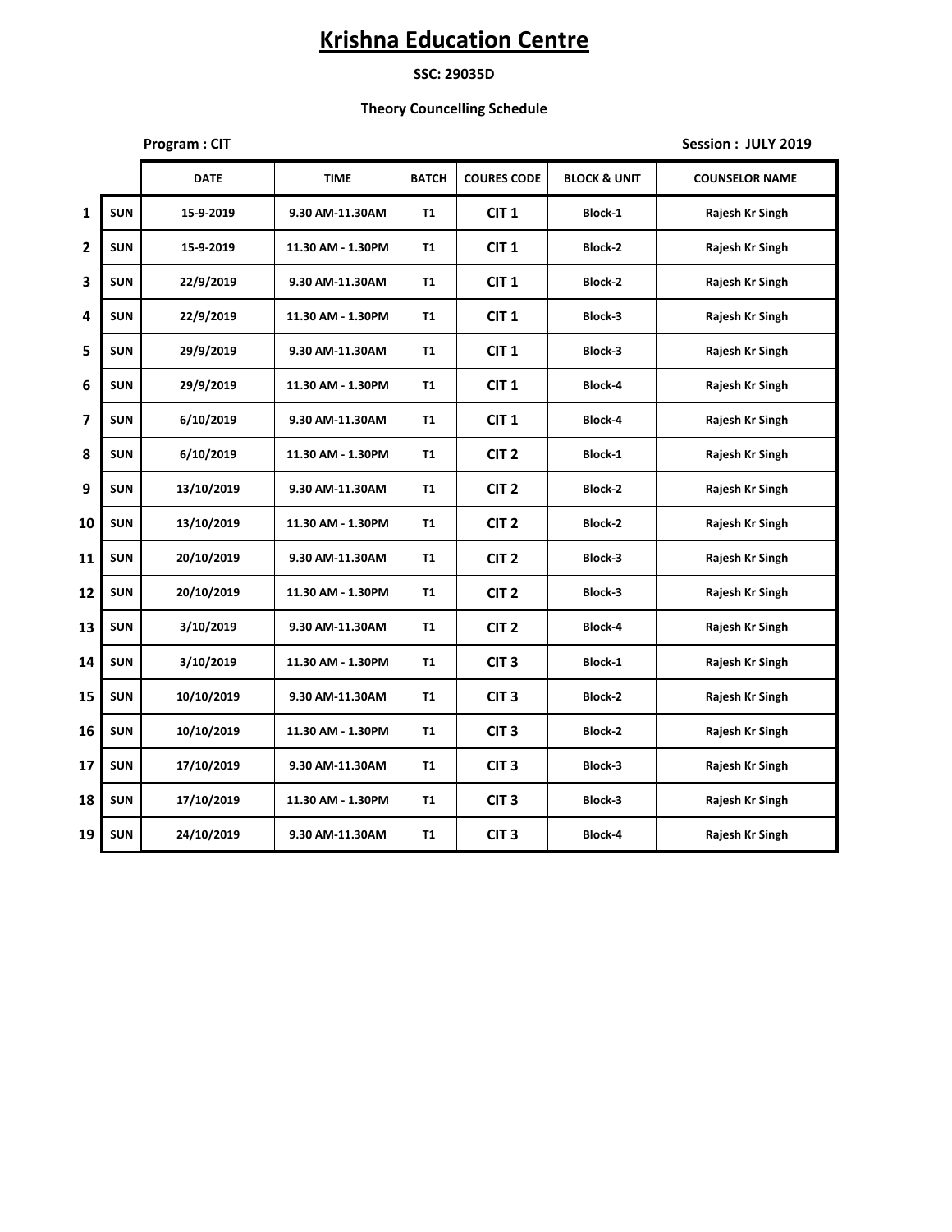# Krishna Education Centre

**SSC: 29035D**

**Theory Councelling Schedule**

**Program : CIT** **Session : JULY 2019**

| | | DATE | TIME | BATCH | COURES CODE | BLOCK & UNIT | COUNSELOR NAME |
|---|---|---|---|---|---|---|---|
| 1 | SUN | 15-9-2019 | 9.30 AM-11.30AM | T1 | CIT 1 | Block-1 | Rajesh Kr Singh |
| 2 | SUN | 15-9-2019 | 11.30 AM - 1.30PM | T1 | CIT 1 | Block-2 | Rajesh Kr Singh |
| 3 | SUN | 22/9/2019 | 9.30 AM-11.30AM | T1 | CIT 1 | Block-2 | Rajesh Kr Singh |
| 4 | SUN | 22/9/2019 | 11.30 AM - 1.30PM | T1 | CIT 1 | Block-3 | Rajesh Kr Singh |
| 5 | SUN | 29/9/2019 | 9.30 AM-11.30AM | T1 | CIT 1 | Block-3 | Rajesh Kr Singh |
| 6 | SUN | 29/9/2019 | 11.30 AM - 1.30PM | T1 | CIT 1 | Block-4 | Rajesh Kr Singh |
| 7 | SUN | 6/10/2019 | 9.30 AM-11.30AM | T1 | CIT 1 | Block-4 | Rajesh Kr Singh |
| 8 | SUN | 6/10/2019 | 11.30 AM - 1.30PM | T1 | CIT 2 | Block-1 | Rajesh Kr Singh |
| 9 | SUN | 13/10/2019 | 9.30 AM-11.30AM | T1 | CIT 2 | Block-2 | Rajesh Kr Singh |
| 10 | SUN | 13/10/2019 | 11.30 AM - 1.30PM | T1 | CIT 2 | Block-2 | Rajesh Kr Singh |
| 11 | SUN | 20/10/2019 | 9.30 AM-11.30AM | T1 | CIT 2 | Block-3 | Rajesh Kr Singh |
| 12 | SUN | 20/10/2019 | 11.30 AM - 1.30PM | T1 | CIT 2 | Block-3 | Rajesh Kr Singh |
| 13 | SUN | 3/10/2019 | 9.30 AM-11.30AM | T1 | CIT 2 | Block-4 | Rajesh Kr Singh |
| 14 | SUN | 3/10/2019 | 11.30 AM - 1.30PM | T1 | CIT 3 | Block-1 | Rajesh Kr Singh |
| 15 | SUN | 10/10/2019 | 9.30 AM-11.30AM | T1 | CIT 3 | Block-2 | Rajesh Kr Singh |
| 16 | SUN | 10/10/2019 | 11.30 AM - 1.30PM | T1 | CIT 3 | Block-2 | Rajesh Kr Singh |
| 17 | SUN | 17/10/2019 | 9.30 AM-11.30AM | T1 | CIT 3 | Block-3 | Rajesh Kr Singh |
| 18 | SUN | 17/10/2019 | 11.30 AM - 1.30PM | T1 | CIT 3 | Block-3 | Rajesh Kr Singh |
| 19 | SUN | 24/10/2019 | 9.30 AM-11.30AM | T1 | CIT 3 | Block-4 | Rajesh Kr Singh |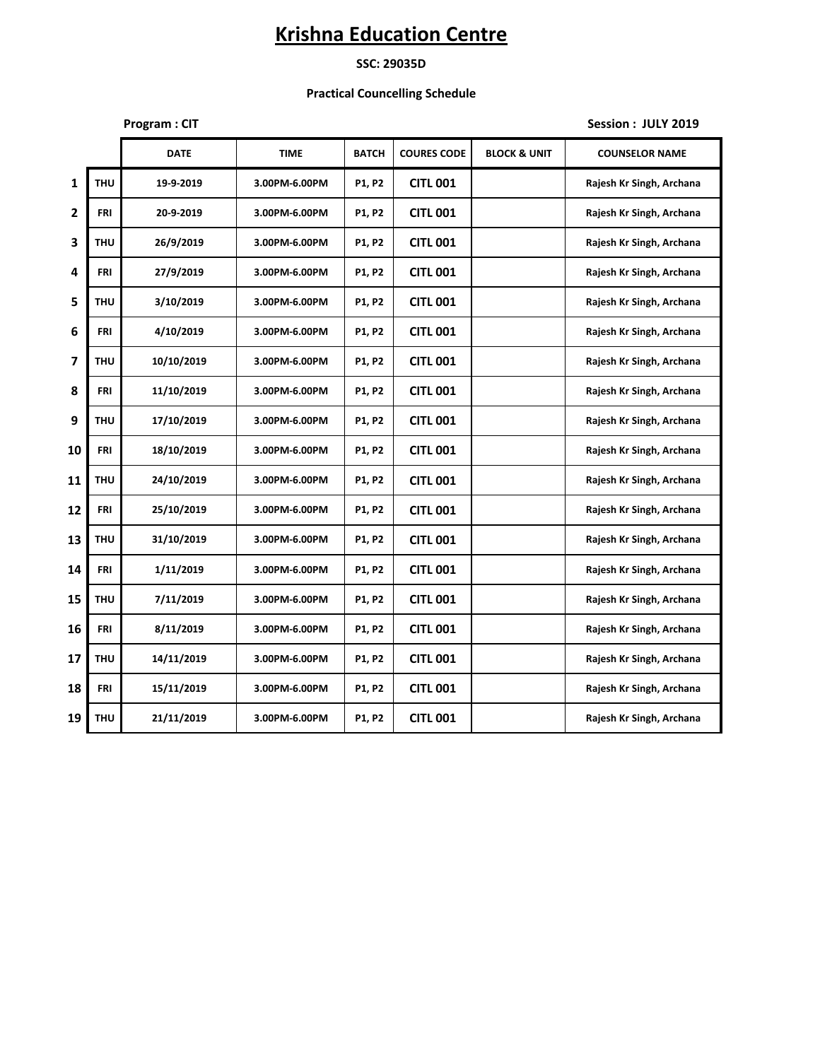# Krishna Education Centre

**SSC: 29035D**

**Practical Councelling Schedule**

**Program : CIT** **Session : JULY 2019**

| | | DATE | TIME | BATCH | COURES CODE | BLOCK & UNIT | COUNSELOR NAME |
|---|---|---|---|---|---|---|---|
| 1 | THU | 19-9-2019 | 3.00PM-6.00PM | P1, P2 | CITL 001 | | Rajesh Kr Singh, Archana |
| 2 | FRI | 20-9-2019 | 3.00PM-6.00PM | P1, P2 | CITL 001 | | Rajesh Kr Singh, Archana |
| 3 | THU | 26/9/2019 | 3.00PM-6.00PM | P1, P2 | CITL 001 | | Rajesh Kr Singh, Archana |
| 4 | FRI | 27/9/2019 | 3.00PM-6.00PM | P1, P2 | CITL 001 | | Rajesh Kr Singh, Archana |
| 5 | THU | 3/10/2019 | 3.00PM-6.00PM | P1, P2 | CITL 001 | | Rajesh Kr Singh, Archana |
| 6 | FRI | 4/10/2019 | 3.00PM-6.00PM | P1, P2 | CITL 001 | | Rajesh Kr Singh, Archana |
| 7 | THU | 10/10/2019 | 3.00PM-6.00PM | P1, P2 | CITL 001 | | Rajesh Kr Singh, Archana |
| 8 | FRI | 11/10/2019 | 3.00PM-6.00PM | P1, P2 | CITL 001 | | Rajesh Kr Singh, Archana |
| 9 | THU | 17/10/2019 | 3.00PM-6.00PM | P1, P2 | CITL 001 | | Rajesh Kr Singh, Archana |
| 10 | FRI | 18/10/2019 | 3.00PM-6.00PM | P1, P2 | CITL 001 | | Rajesh Kr Singh, Archana |
| 11 | THU | 24/10/2019 | 3.00PM-6.00PM | P1, P2 | CITL 001 | | Rajesh Kr Singh, Archana |
| 12 | FRI | 25/10/2019 | 3.00PM-6.00PM | P1, P2 | CITL 001 | | Rajesh Kr Singh, Archana |
| 13 | THU | 31/10/2019 | 3.00PM-6.00PM | P1, P2 | CITL 001 | | Rajesh Kr Singh, Archana |
| 14 | FRI | 1/11/2019 | 3.00PM-6.00PM | P1, P2 | CITL 001 | | Rajesh Kr Singh, Archana |
| 15 | THU | 7/11/2019 | 3.00PM-6.00PM | P1, P2 | CITL 001 | | Rajesh Kr Singh, Archana |
| 16 | FRI | 8/11/2019 | 3.00PM-6.00PM | P1, P2 | CITL 001 | | Rajesh Kr Singh, Archana |
| 17 | THU | 14/11/2019 | 3.00PM-6.00PM | P1, P2 | CITL 001 | | Rajesh Kr Singh, Archana |
| 18 | FRI | 15/11/2019 | 3.00PM-6.00PM | P1, P2 | CITL 001 | | Rajesh Kr Singh, Archana |
| 19 | THU | 21/11/2019 | 3.00PM-6.00PM | P1, P2 | CITL 001 | | Rajesh Kr Singh, Archana |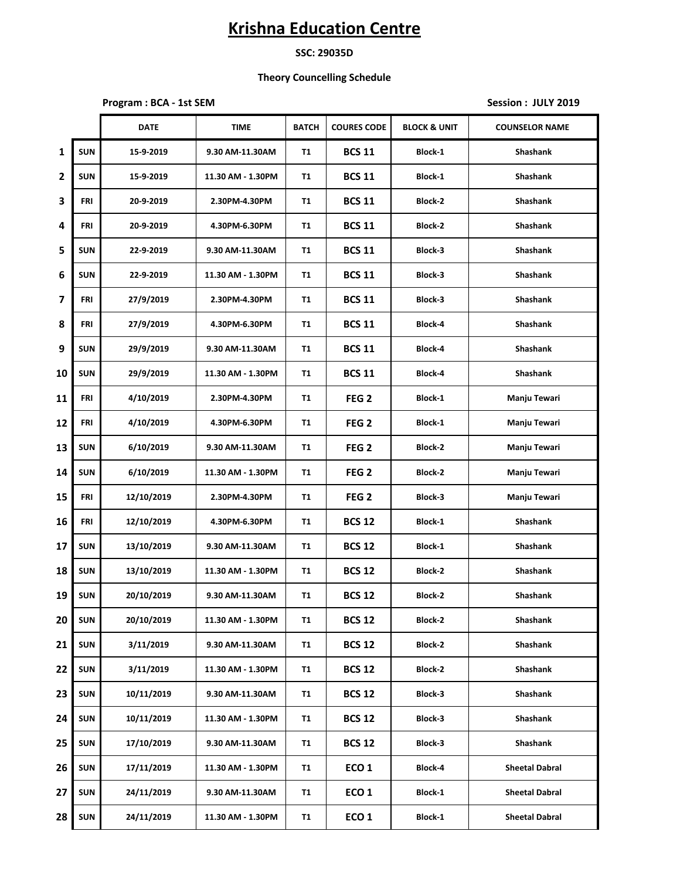# Krishna Education Centre

**SSC: 29035D**

**Theory Councelling Schedule**

**Program : BCA - 1st SEM** **Session : JULY 2019**

| | | DATE | TIME | BATCH | COURES CODE | BLOCK & UNIT | COUNSELOR NAME |
|---|---|---|---|---|---|---|---|
| 1 | SUN | 15-9-2019 | 9.30 AM-11.30AM | T1 | BCS 11 | Block-1 | Shashank |
| 2 | SUN | 15-9-2019 | 11.30 AM - 1.30PM | T1 | BCS 11 | Block-1 | Shashank |
| 3 | FRI | 20-9-2019 | 2.30PM-4.30PM | T1 | BCS 11 | Block-2 | Shashank |
| 4 | FRI | 20-9-2019 | 4.30PM-6.30PM | T1 | BCS 11 | Block-2 | Shashank |
| 5 | SUN | 22-9-2019 | 9.30 AM-11.30AM | T1 | BCS 11 | Block-3 | Shashank |
| 6 | SUN | 22-9-2019 | 11.30 AM - 1.30PM | T1 | BCS 11 | Block-3 | Shashank |
| 7 | FRI | 27/9/2019 | 2.30PM-4.30PM | T1 | BCS 11 | Block-3 | Shashank |
| 8 | FRI | 27/9/2019 | 4.30PM-6.30PM | T1 | BCS 11 | Block-4 | Shashank |
| 9 | SUN | 29/9/2019 | 9.30 AM-11.30AM | T1 | BCS 11 | Block-4 | Shashank |
| 10 | SUN | 29/9/2019 | 11.30 AM - 1.30PM | T1 | BCS 11 | Block-4 | Shashank |
| 11 | FRI | 4/10/2019 | 2.30PM-4.30PM | T1 | FEG 2 | Block-1 | Manju Tewari |
| 12 | FRI | 4/10/2019 | 4.30PM-6.30PM | T1 | FEG 2 | Block-1 | Manju Tewari |
| 13 | SUN | 6/10/2019 | 9.30 AM-11.30AM | T1 | FEG 2 | Block-2 | Manju Tewari |
| 14 | SUN | 6/10/2019 | 11.30 AM - 1.30PM | T1 | FEG 2 | Block-2 | Manju Tewari |
| 15 | FRI | 12/10/2019 | 2.30PM-4.30PM | T1 | FEG 2 | Block-3 | Manju Tewari |
| 16 | FRI | 12/10/2019 | 4.30PM-6.30PM | T1 | BCS 12 | Block-1 | Shashank |
| 17 | SUN | 13/10/2019 | 9.30 AM-11.30AM | T1 | BCS 12 | Block-1 | Shashank |
| 18 | SUN | 13/10/2019 | 11.30 AM - 1.30PM | T1 | BCS 12 | Block-2 | Shashank |
| 19 | SUN | 20/10/2019 | 9.30 AM-11.30AM | T1 | BCS 12 | Block-2 | Shashank |
| 20 | SUN | 20/10/2019 | 11.30 AM - 1.30PM | T1 | BCS 12 | Block-2 | Shashank |
| 21 | SUN | 3/11/2019 | 9.30 AM-11.30AM | T1 | BCS 12 | Block-2 | Shashank |
| 22 | SUN | 3/11/2019 | 11.30 AM - 1.30PM | T1 | BCS 12 | Block-2 | Shashank |
| 23 | SUN | 10/11/2019 | 9.30 AM-11.30AM | T1 | BCS 12 | Block-3 | Shashank |
| 24 | SUN | 10/11/2019 | 11.30 AM - 1.30PM | T1 | BCS 12 | Block-3 | Shashank |
| 25 | SUN | 17/10/2019 | 9.30 AM-11.30AM | T1 | BCS 12 | Block-3 | Shashank |
| 26 | SUN | 17/11/2019 | 11.30 AM - 1.30PM | T1 | ECO 1 | Block-4 | Sheetal Dabral |
| 27 | SUN | 24/11/2019 | 9.30 AM-11.30AM | T1 | ECO 1 | Block-1 | Sheetal Dabral |
| 28 | SUN | 24/11/2019 | 11.30 AM - 1.30PM | T1 | ECO 1 | Block-1 | Sheetal Dabral |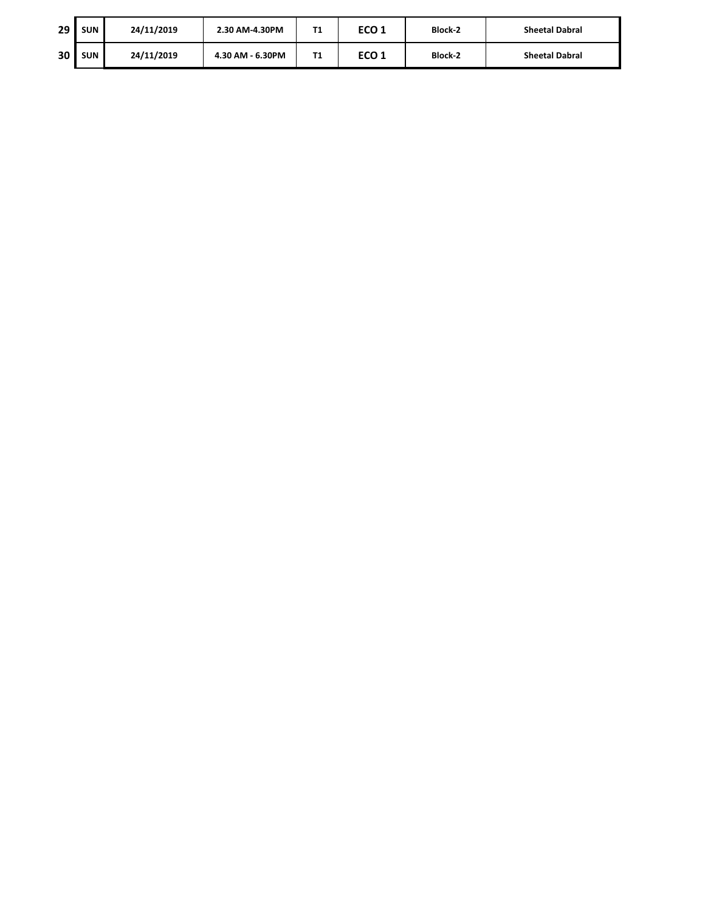| | | | | | | | |
|---|---|---|---|---|---|---|---|
| 29 | SUN | 24/11/2019 | 2.30 AM-4.30PM | T1 | ECO 1 | Block-2 | Sheetal Dabral |
| 30 | SUN | 24/11/2019 | 4.30 AM - 6.30PM | T1 | ECO 1 | Block-2 | Sheetal Dabral |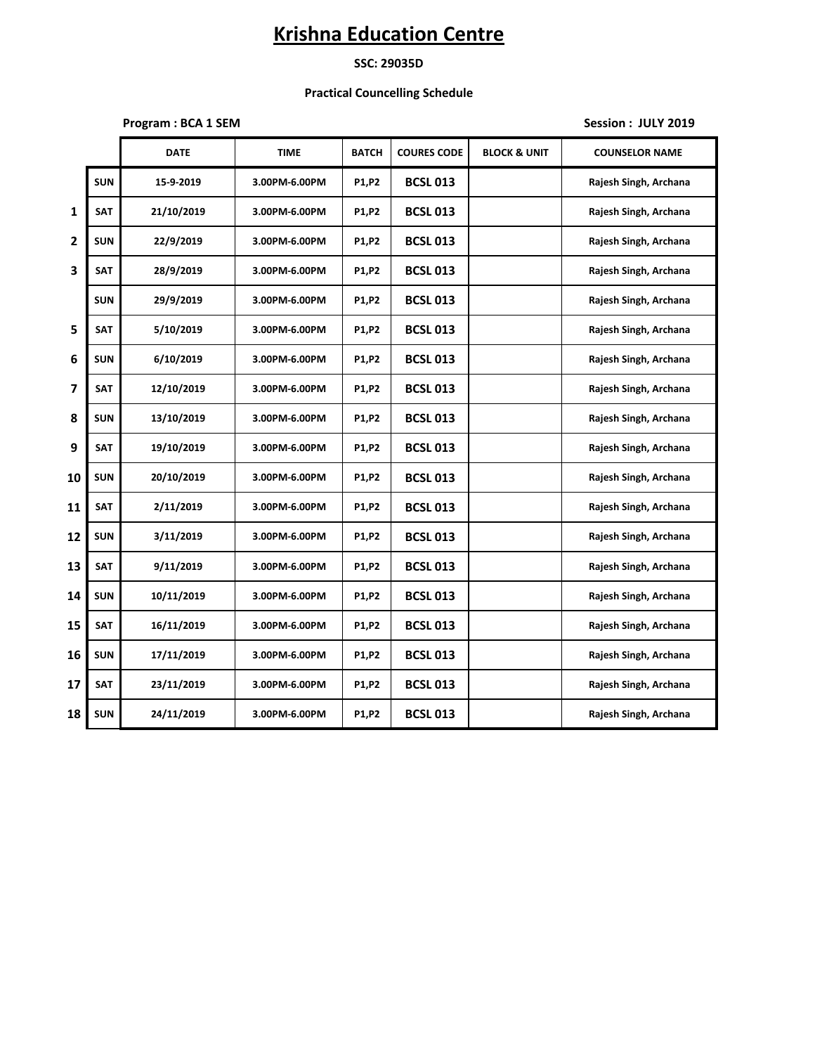# Krishna Education Centre

**SSC: 29035D**

**Practical Councelling Schedule**

**Program : BCA 1 SEM** **Session : JULY 2019**

| | | DATE | TIME | BATCH | COURES CODE | BLOCK & UNIT | COUNSELOR NAME |
|---|---|---|---|---|---|---|---|
| | SUN | 15-9-2019 | 3.00PM-6.00PM | P1,P2 | BCSL 013 | | Rajesh Singh, Archana |
| 1 | SAT | 21/10/2019 | 3.00PM-6.00PM | P1,P2 | BCSL 013 | | Rajesh Singh, Archana |
| 2 | SUN | 22/9/2019 | 3.00PM-6.00PM | P1,P2 | BCSL 013 | | Rajesh Singh, Archana |
| 3 | SAT | 28/9/2019 | 3.00PM-6.00PM | P1,P2 | BCSL 013 | | Rajesh Singh, Archana |
| | SUN | 29/9/2019 | 3.00PM-6.00PM | P1,P2 | BCSL 013 | | Rajesh Singh, Archana |
| 5 | SAT | 5/10/2019 | 3.00PM-6.00PM | P1,P2 | BCSL 013 | | Rajesh Singh, Archana |
| 6 | SUN | 6/10/2019 | 3.00PM-6.00PM | P1,P2 | BCSL 013 | | Rajesh Singh, Archana |
| 7 | SAT | 12/10/2019 | 3.00PM-6.00PM | P1,P2 | BCSL 013 | | Rajesh Singh, Archana |
| 8 | SUN | 13/10/2019 | 3.00PM-6.00PM | P1,P2 | BCSL 013 | | Rajesh Singh, Archana |
| 9 | SAT | 19/10/2019 | 3.00PM-6.00PM | P1,P2 | BCSL 013 | | Rajesh Singh, Archana |
| 10 | SUN | 20/10/2019 | 3.00PM-6.00PM | P1,P2 | BCSL 013 | | Rajesh Singh, Archana |
| 11 | SAT | 2/11/2019 | 3.00PM-6.00PM | P1,P2 | BCSL 013 | | Rajesh Singh, Archana |
| 12 | SUN | 3/11/2019 | 3.00PM-6.00PM | P1,P2 | BCSL 013 | | Rajesh Singh, Archana |
| 13 | SAT | 9/11/2019 | 3.00PM-6.00PM | P1,P2 | BCSL 013 | | Rajesh Singh, Archana |
| 14 | SUN | 10/11/2019 | 3.00PM-6.00PM | P1,P2 | BCSL 013 | | Rajesh Singh, Archana |
| 15 | SAT | 16/11/2019 | 3.00PM-6.00PM | P1,P2 | BCSL 013 | | Rajesh Singh, Archana |
| 16 | SUN | 17/11/2019 | 3.00PM-6.00PM | P1,P2 | BCSL 013 | | Rajesh Singh, Archana |
| 17 | SAT | 23/11/2019 | 3.00PM-6.00PM | P1,P2 | BCSL 013 | | Rajesh Singh, Archana |
| 18 | SUN | 24/11/2019 | 3.00PM-6.00PM | P1,P2 | BCSL 013 | | Rajesh Singh, Archana |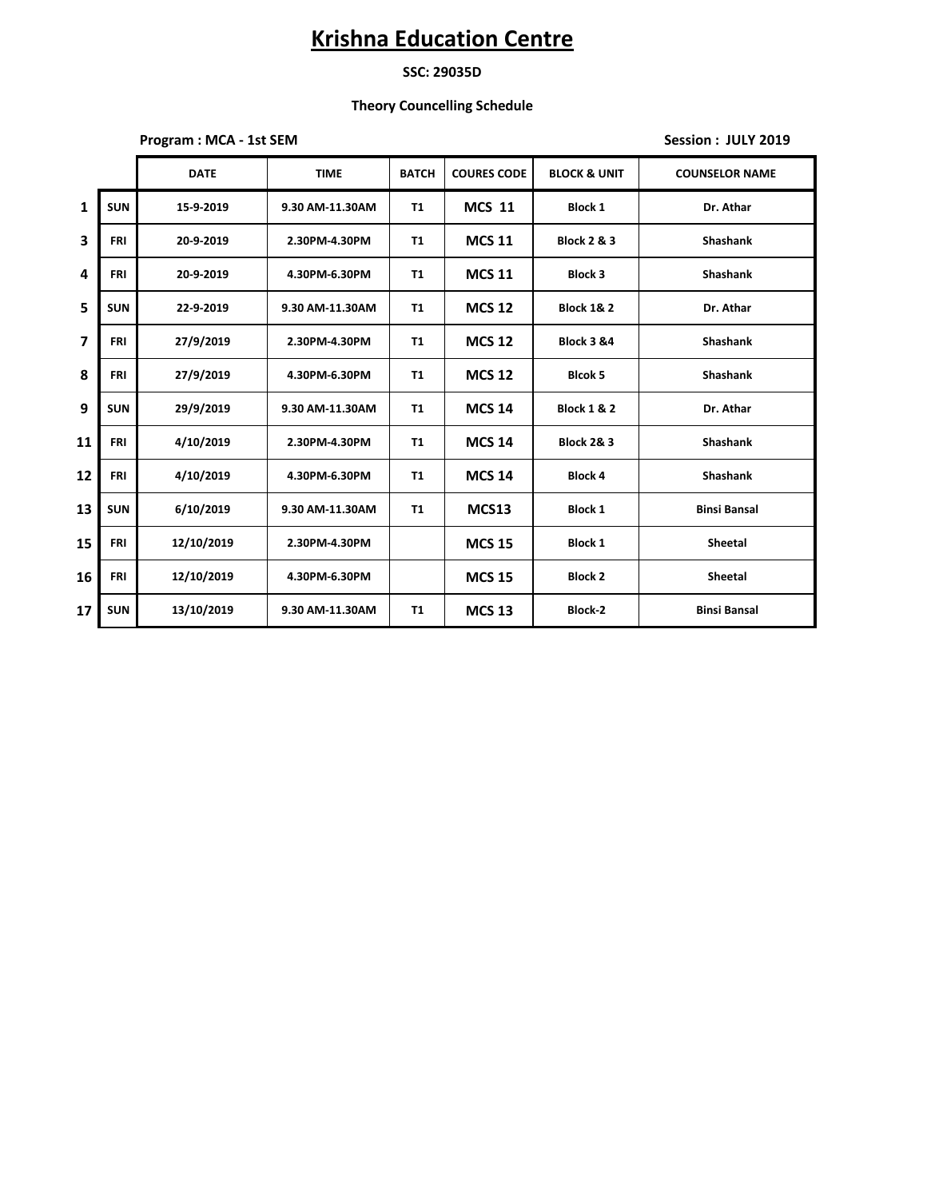# Krishna Education Centre

**SSC: 29035D**

**Theory Councelling Schedule**

**Program : MCA - 1st SEM** **Session : JULY 2019**

| | | DATE | TIME | BATCH | COURES CODE | BLOCK & UNIT | COUNSELOR NAME |
|---|---|---|---|---|---|---|---|
| 1 | SUN | 15-9-2019 | 9.30 AM-11.30AM | T1 | MCS 11 | Block 1 | Dr. Athar |
| 3 | FRI | 20-9-2019 | 2.30PM-4.30PM | T1 | MCS 11 | Block 2 & 3 | Shashank |
| 4 | FRI | 20-9-2019 | 4.30PM-6.30PM | T1 | MCS 11 | Block 3 | Shashank |
| 5 | SUN | 22-9-2019 | 9.30 AM-11.30AM | T1 | MCS 12 | Block 1& 2 | Dr. Athar |
| 7 | FRI | 27/9/2019 | 2.30PM-4.30PM | T1 | MCS 12 | Block 3 &4 | Shashank |
| 8 | FRI | 27/9/2019 | 4.30PM-6.30PM | T1 | MCS 12 | Blcok 5 | Shashank |
| 9 | SUN | 29/9/2019 | 9.30 AM-11.30AM | T1 | MCS 14 | Block 1 & 2 | Dr. Athar |
| 11 | FRI | 4/10/2019 | 2.30PM-4.30PM | T1 | MCS 14 | Block 2& 3 | Shashank |
| 12 | FRI | 4/10/2019 | 4.30PM-6.30PM | T1 | MCS 14 | Block 4 | Shashank |
| 13 | SUN | 6/10/2019 | 9.30 AM-11.30AM | T1 | MCS13 | Block 1 | Binsi Bansal |
| 15 | FRI | 12/10/2019 | 2.30PM-4.30PM | | MCS 15 | Block 1 | Sheetal |
| 16 | FRI | 12/10/2019 | 4.30PM-6.30PM | | MCS 15 | Block 2 | Sheetal |
| 17 | SUN | 13/10/2019 | 9.30 AM-11.30AM | T1 | MCS 13 | Block-2 | Binsi Bansal |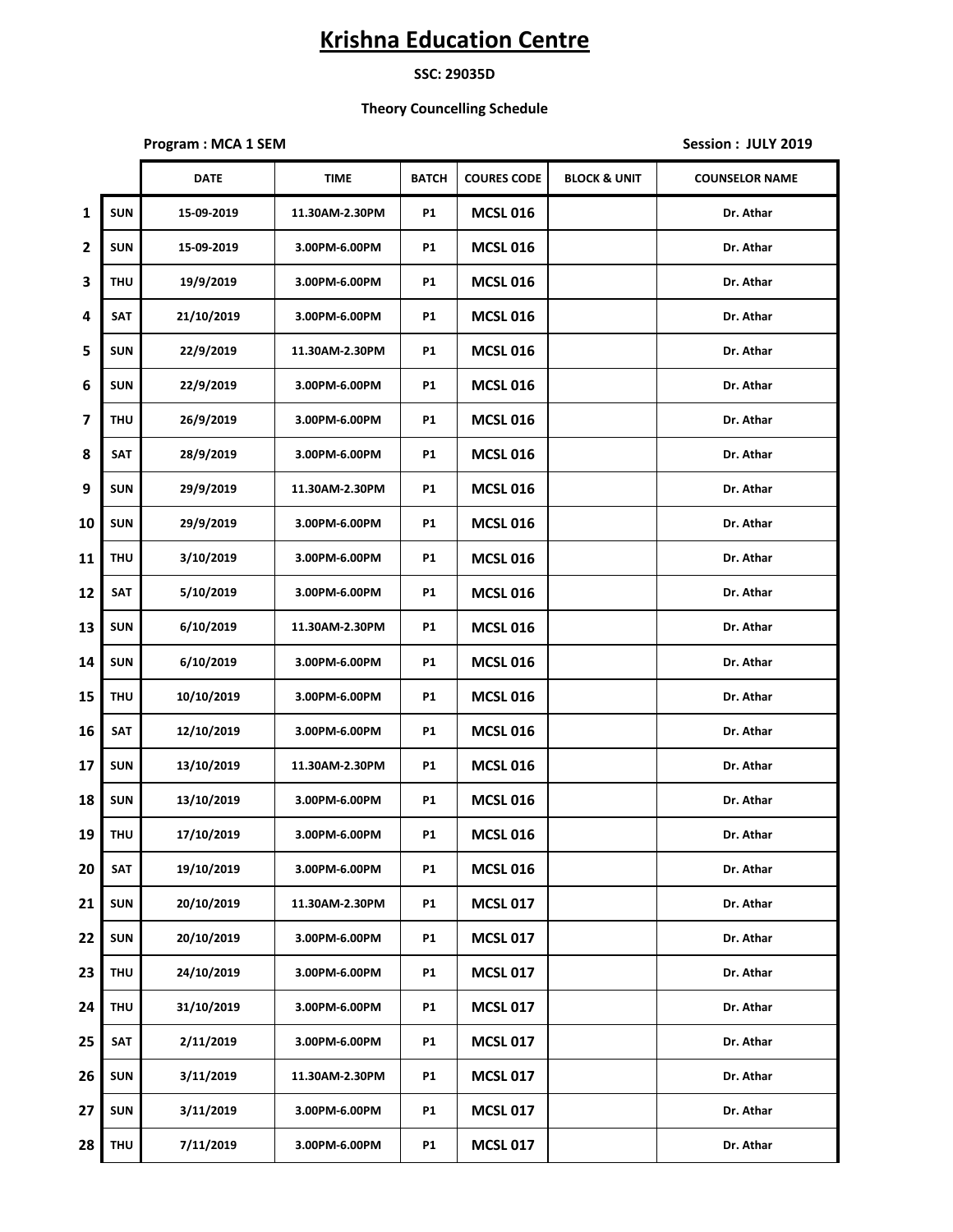# Krishna Education Centre

**SSC: 29035D**

**Theory Councelling Schedule**

**Program : MCA 1 SEM** **Session : JULY 2019**

| | | DATE | TIME | BATCH | COURES CODE | BLOCK & UNIT | COUNSELOR NAME |
|---|---|---|---|---|---|---|---|
| 1 | SUN | 15-09-2019 | 11.30AM-2.30PM | P1 | MCSL 016 | | Dr. Athar |
| 2 | SUN | 15-09-2019 | 3.00PM-6.00PM | P1 | MCSL 016 | | Dr. Athar |
| 3 | THU | 19/9/2019 | 3.00PM-6.00PM | P1 | MCSL 016 | | Dr. Athar |
| 4 | SAT | 21/10/2019 | 3.00PM-6.00PM | P1 | MCSL 016 | | Dr. Athar |
| 5 | SUN | 22/9/2019 | 11.30AM-2.30PM | P1 | MCSL 016 | | Dr. Athar |
| 6 | SUN | 22/9/2019 | 3.00PM-6.00PM | P1 | MCSL 016 | | Dr. Athar |
| 7 | THU | 26/9/2019 | 3.00PM-6.00PM | P1 | MCSL 016 | | Dr. Athar |
| 8 | SAT | 28/9/2019 | 3.00PM-6.00PM | P1 | MCSL 016 | | Dr. Athar |
| 9 | SUN | 29/9/2019 | 11.30AM-2.30PM | P1 | MCSL 016 | | Dr. Athar |
| 10 | SUN | 29/9/2019 | 3.00PM-6.00PM | P1 | MCSL 016 | | Dr. Athar |
| 11 | THU | 3/10/2019 | 3.00PM-6.00PM | P1 | MCSL 016 | | Dr. Athar |
| 12 | SAT | 5/10/2019 | 3.00PM-6.00PM | P1 | MCSL 016 | | Dr. Athar |
| 13 | SUN | 6/10/2019 | 11.30AM-2.30PM | P1 | MCSL 016 | | Dr. Athar |
| 14 | SUN | 6/10/2019 | 3.00PM-6.00PM | P1 | MCSL 016 | | Dr. Athar |
| 15 | THU | 10/10/2019 | 3.00PM-6.00PM | P1 | MCSL 016 | | Dr. Athar |
| 16 | SAT | 12/10/2019 | 3.00PM-6.00PM | P1 | MCSL 016 | | Dr. Athar |
| 17 | SUN | 13/10/2019 | 11.30AM-2.30PM | P1 | MCSL 016 | | Dr. Athar |
| 18 | SUN | 13/10/2019 | 3.00PM-6.00PM | P1 | MCSL 016 | | Dr. Athar |
| 19 | THU | 17/10/2019 | 3.00PM-6.00PM | P1 | MCSL 016 | | Dr. Athar |
| 20 | SAT | 19/10/2019 | 3.00PM-6.00PM | P1 | MCSL 016 | | Dr. Athar |
| 21 | SUN | 20/10/2019 | 11.30AM-2.30PM | P1 | MCSL 017 | | Dr. Athar |
| 22 | SUN | 20/10/2019 | 3.00PM-6.00PM | P1 | MCSL 017 | | Dr. Athar |
| 23 | THU | 24/10/2019 | 3.00PM-6.00PM | P1 | MCSL 017 | | Dr. Athar |
| 24 | THU | 31/10/2019 | 3.00PM-6.00PM | P1 | MCSL 017 | | Dr. Athar |
| 25 | SAT | 2/11/2019 | 3.00PM-6.00PM | P1 | MCSL 017 | | Dr. Athar |
| 26 | SUN | 3/11/2019 | 11.30AM-2.30PM | P1 | MCSL 017 | | Dr. Athar |
| 27 | SUN | 3/11/2019 | 3.00PM-6.00PM | P1 | MCSL 017 | | Dr. Athar |
| 28 | THU | 7/11/2019 | 3.00PM-6.00PM | P1 | MCSL 017 | | Dr. Athar |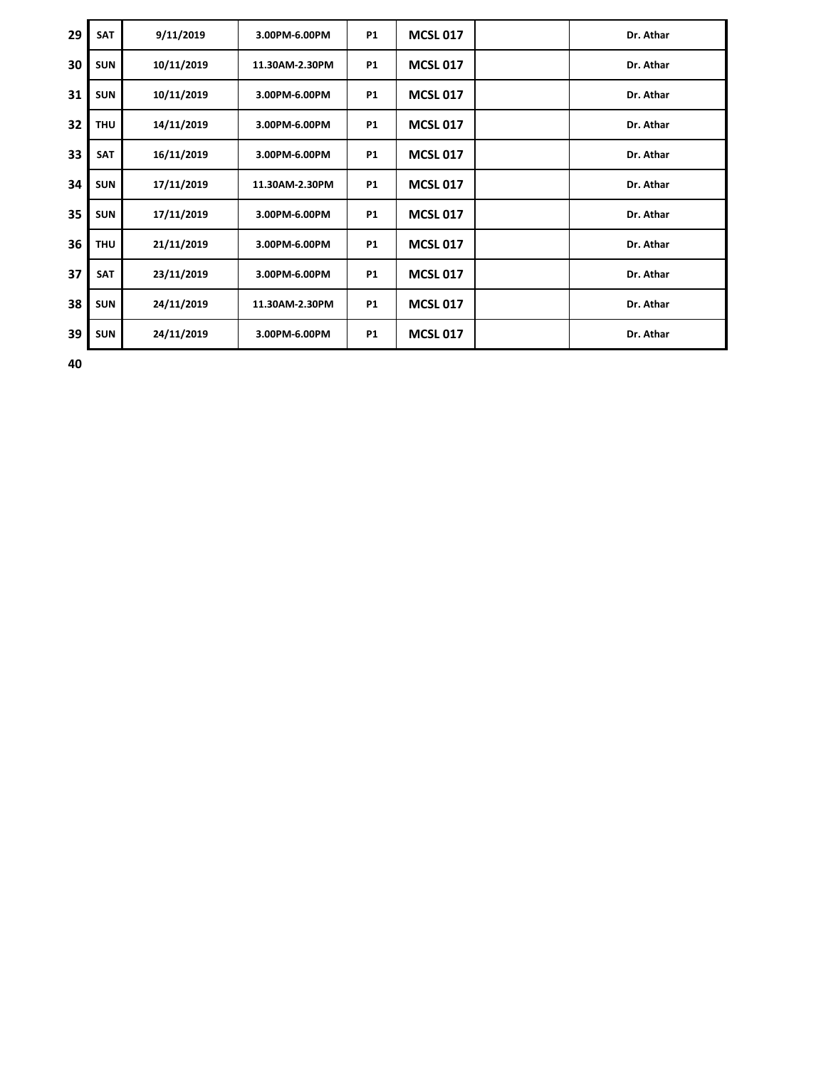| | | | | | | | |
|---|---|---|---|---|---|---|---|
| 29 | SAT | 9/11/2019 | 3.00PM-6.00PM | P1 | MCSL 017 | | Dr. Athar |
| 30 | SUN | 10/11/2019 | 11.30AM-2.30PM | P1 | MCSL 017 | | Dr. Athar |
| 31 | SUN | 10/11/2019 | 3.00PM-6.00PM | P1 | MCSL 017 | | Dr. Athar |
| 32 | THU | 14/11/2019 | 3.00PM-6.00PM | P1 | MCSL 017 | | Dr. Athar |
| 33 | SAT | 16/11/2019 | 3.00PM-6.00PM | P1 | MCSL 017 | | Dr. Athar |
| 34 | SUN | 17/11/2019 | 11.30AM-2.30PM | P1 | MCSL 017 | | Dr. Athar |
| 35 | SUN | 17/11/2019 | 3.00PM-6.00PM | P1 | MCSL 017 | | Dr. Athar |
| 36 | THU | 21/11/2019 | 3.00PM-6.00PM | P1 | MCSL 017 | | Dr. Athar |
| 37 | SAT | 23/11/2019 | 3.00PM-6.00PM | P1 | MCSL 017 | | Dr. Athar |
| 38 | SUN | 24/11/2019 | 11.30AM-2.30PM | P1 | MCSL 017 | | Dr. Athar |
| 39 | SUN | 24/11/2019 | 3.00PM-6.00PM | P1 | MCSL 017 | | Dr. Athar |
| 40 | | | | | | | |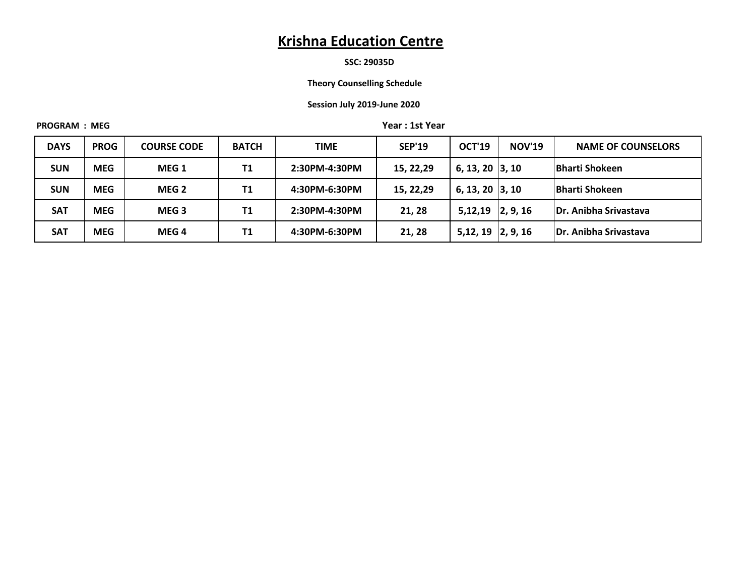# Krishna Education Centre

**SSC: 29035D**

**Theory Counselling Schedule**

**Session July 2019-June 2020**

**PROGRAM : MEG** **Year : 1st Year**

| DAYS | PROG | COURSE CODE | BATCH | TIME | SEP'19 | OCT'19 | NOV'19 | NAME OF COUNSELORS |
|---|---|---|---|---|---|---|---|---|
| SUN | MEG | MEG 1 | T1 | 2:30PM-4:30PM | 15, 22,29 | 6, 13, 20 | 3, 10 | Bharti Shokeen |
| SUN | MEG | MEG 2 | T1 | 4:30PM-6:30PM | 15, 22,29 | 6, 13, 20 | 3, 10 | Bharti Shokeen |
| SAT | MEG | MEG 3 | T1 | 2:30PM-4:30PM | 21, 28 | 5,12,19 | 2, 9, 16 | Dr. Anibha Srivastava |
| SAT | MEG | MEG 4 | T1 | 4:30PM-6:30PM | 21, 28 | 5,12, 19 | 2, 9, 16 | Dr. Anibha Srivastava |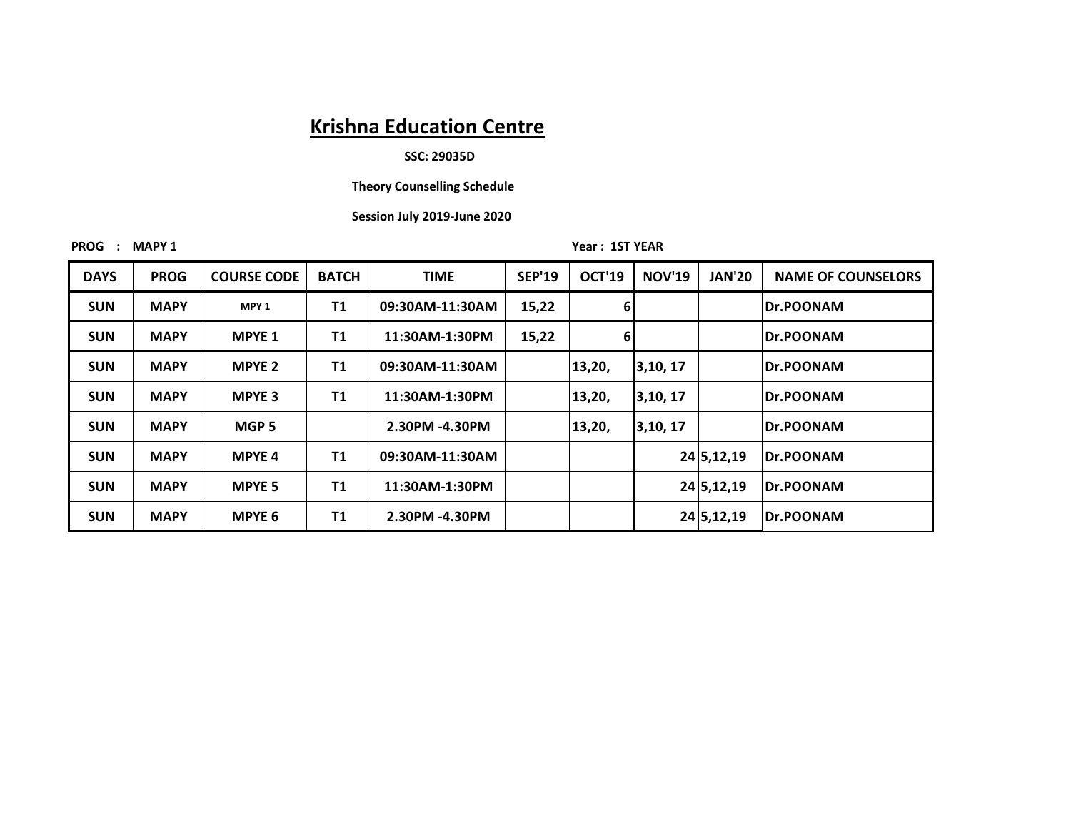# Krishna Education Centre

**SSC: 29035D**

**Theory Counselling Schedule**

**Session July 2019-June 2020**

**PROG : MAPY 1** **Year : 1ST YEAR**

| DAYS | PROG | COURSE CODE | BATCH | TIME | SEP'19 | OCT'19 | NOV'19 | JAN'20 | NAME OF COUNSELORS |
|---|---|---|---|---|---|---|---|---|---|
| SUN | MAPY | MPY 1 | T1 | 09:30AM-11:30AM | 15,22 | 6 | | | Dr.POONAM |
| SUN | MAPY | MPYE 1 | T1 | 11:30AM-1:30PM | 15,22 | 6 | | | Dr.POONAM |
| SUN | MAPY | MPYE 2 | T1 | 09:30AM-11:30AM | | 13,20, | 3,10, 17 | | Dr.POONAM |
| SUN | MAPY | MPYE 3 | T1 | 11:30AM-1:30PM | | 13,20, | 3,10, 17 | | Dr.POONAM |
| SUN | MAPY | MGP 5 | | 2.30PM -4.30PM | | 13,20, | 3,10, 17 | | Dr.POONAM |
| SUN | MAPY | MPYE 4 | T1 | 09:30AM-11:30AM | | | 24 | 5,12,19 | Dr.POONAM |
| SUN | MAPY | MPYE 5 | T1 | 11:30AM-1:30PM | | | 24 | 5,12,19 | Dr.POONAM |
| SUN | MAPY | MPYE 6 | T1 | 2.30PM -4.30PM | | | 24 | 5,12,19 | Dr.POONAM |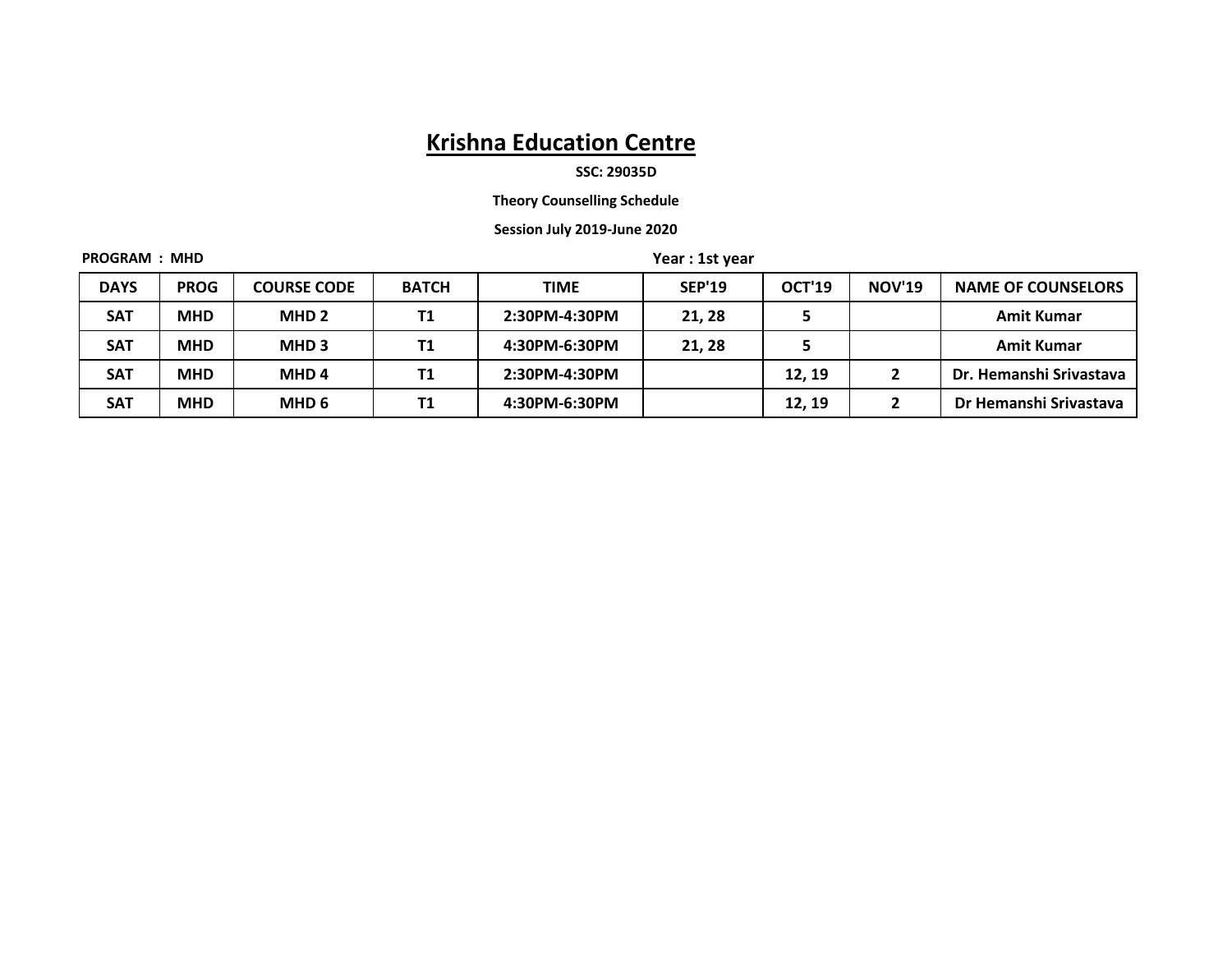# Krishna Education Centre

**SSC: 29035D**

**Theory Counselling Schedule**

**Session July 2019-June 2020**

**PROGRAM : MHD** **Year : 1st year**

| DAYS | PROG | COURSE CODE | BATCH | TIME | SEP'19 | OCT'19 | NOV'19 | NAME OF COUNSELORS |
|---|---|---|---|---|---|---|---|---|
| SAT | MHD | MHD 2 | T1 | 2:30PM-4:30PM | 21, 28 | 5 | | Amit Kumar |
| SAT | MHD | MHD 3 | T1 | 4:30PM-6:30PM | 21, 28 | 5 | | Amit Kumar |
| SAT | MHD | MHD 4 | T1 | 2:30PM-4:30PM | | 12, 19 | 2 | Dr. Hemanshi Srivastava |
| SAT | MHD | MHD 6 | T1 | 4:30PM-6:30PM | | 12, 19 | 2 | Dr Hemanshi Srivastava |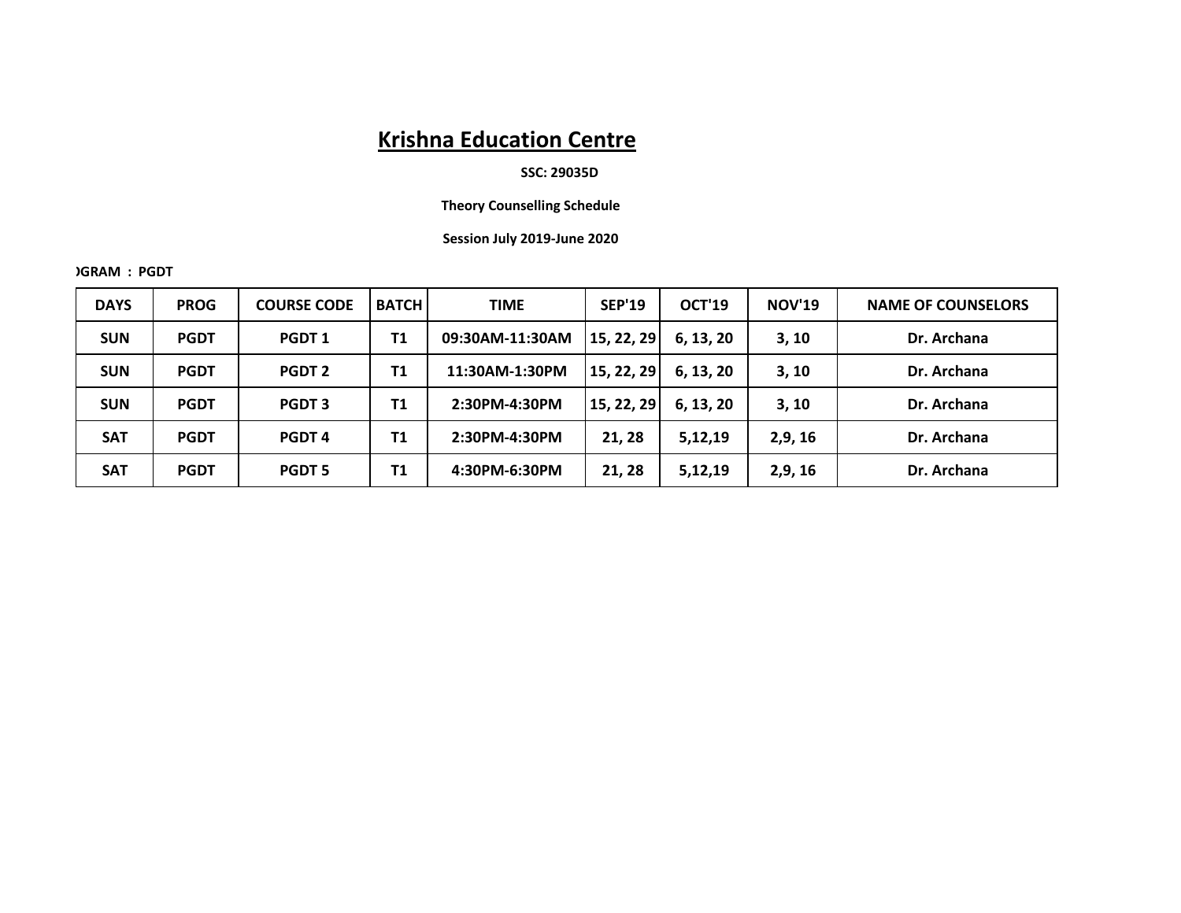# Krishna Education Centre

**SSC: 29035D**

**Theory Counselling Schedule**

**Session July 2019-June 2020**

**)GRAM : PGDT**

| DAYS | PROG | COURSE CODE | BATCH | TIME | SEP'19 | OCT'19 | NOV'19 | NAME OF COUNSELORS |
|---|---|---|---|---|---|---|---|---|
| SUN | PGDT | PGDT 1 | T1 | 09:30AM-11:30AM | 15, 22, 29 | 6, 13, 20 | 3, 10 | Dr. Archana |
| SUN | PGDT | PGDT 2 | T1 | 11:30AM-1:30PM | 15, 22, 29 | 6, 13, 20 | 3, 10 | Dr. Archana |
| SUN | PGDT | PGDT 3 | T1 | 2:30PM-4:30PM | 15, 22, 29 | 6, 13, 20 | 3, 10 | Dr. Archana |
| SAT | PGDT | PGDT 4 | T1 | 2:30PM-4:30PM | 21, 28 | 5,12,19 | 2,9, 16 | Dr. Archana |
| SAT | PGDT | PGDT 5 | T1 | 4:30PM-6:30PM | 21, 28 | 5,12,19 | 2,9, 16 | Dr. Archana |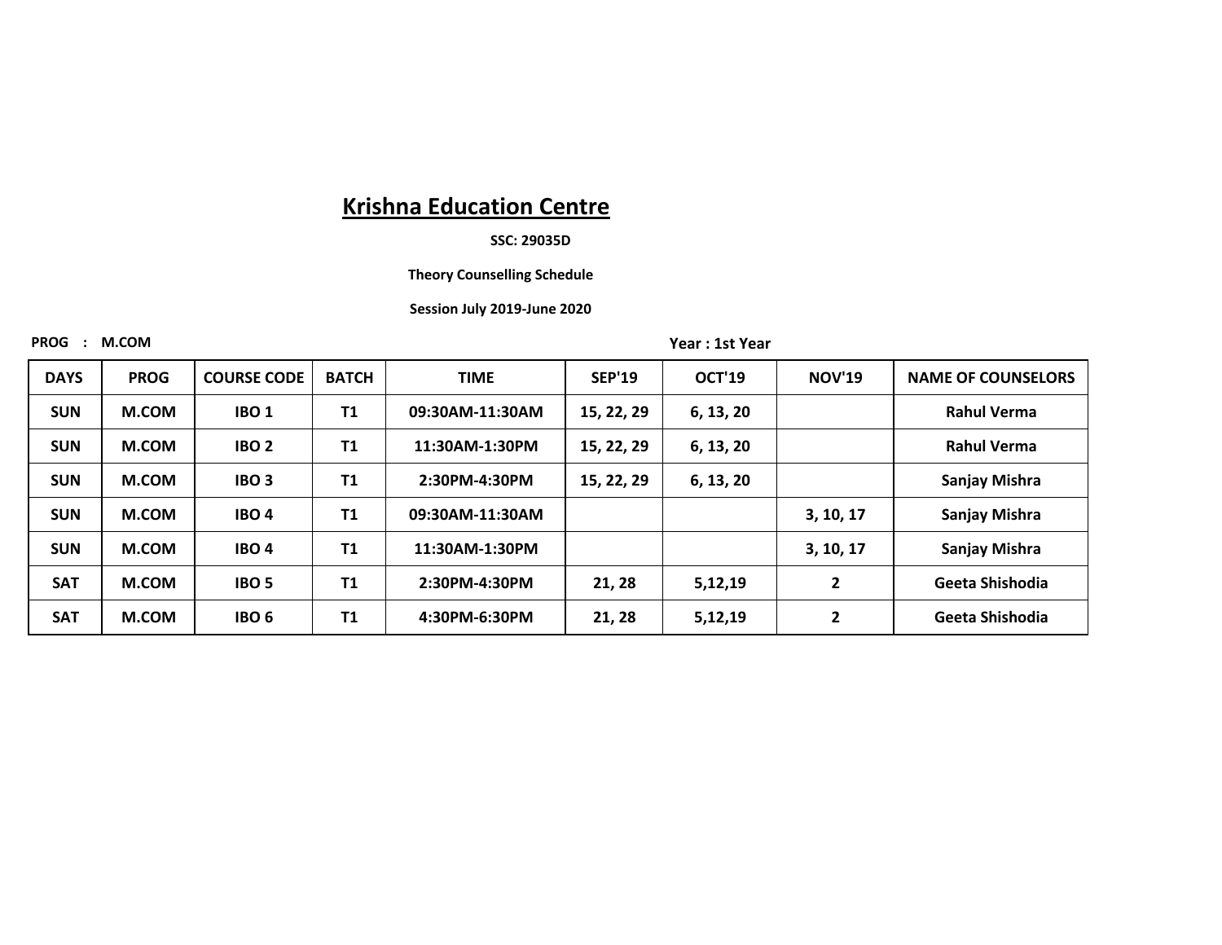# Krishna Education Centre

**SSC: 29035D**

**Theory Counselling Schedule**

**Session July 2019-June 2020**

**PROG : M.COM** **Year : 1st Year**

| DAYS | PROG | COURSE CODE | BATCH | TIME | SEP'19 | OCT'19 | NOV'19 | NAME OF COUNSELORS |
|---|---|---|---|---|---|---|---|---|
| SUN | M.COM | IBO 1 | T1 | 09:30AM-11:30AM | 15, 22, 29 | 6, 13, 20 | | Rahul Verma |
| SUN | M.COM | IBO 2 | T1 | 11:30AM-1:30PM | 15, 22, 29 | 6, 13, 20 | | Rahul Verma |
| SUN | M.COM | IBO 3 | T1 | 2:30PM-4:30PM | 15, 22, 29 | 6, 13, 20 | | Sanjay Mishra |
| SUN | M.COM | IBO 4 | T1 | 09:30AM-11:30AM | | | 3, 10, 17 | Sanjay Mishra |
| SUN | M.COM | IBO 4 | T1 | 11:30AM-1:30PM | | | 3, 10, 17 | Sanjay Mishra |
| SAT | M.COM | IBO 5 | T1 | 2:30PM-4:30PM | 21, 28 | 5,12,19 | 2 | Geeta Shishodia |
| SAT | M.COM | IBO 6 | T1 | 4:30PM-6:30PM | 21, 28 | 5,12,19 | 2 | Geeta Shishodia |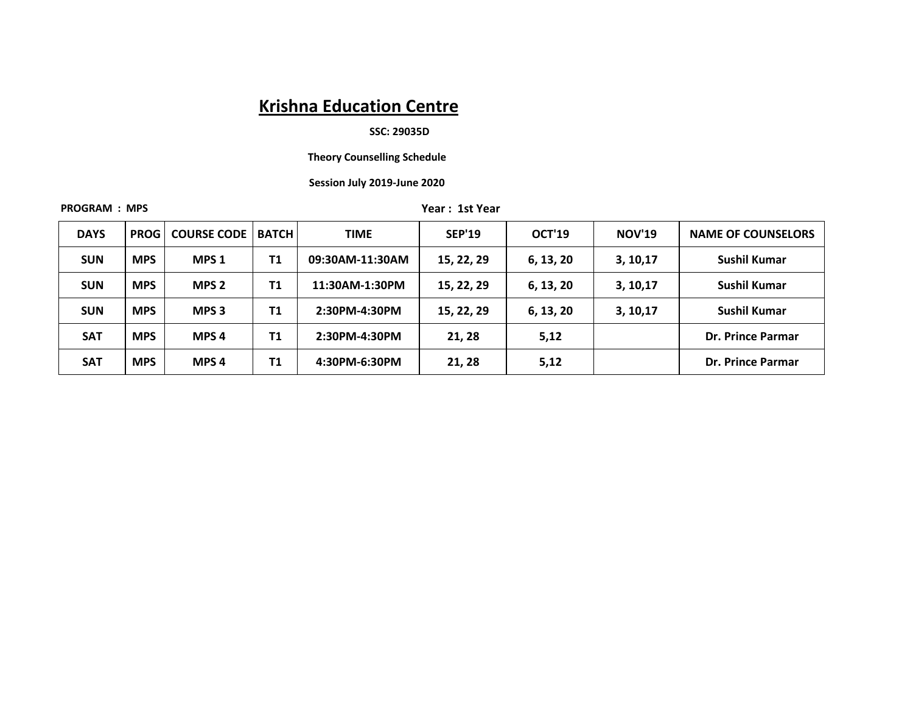# Krishna Education Centre

**SSC: 29035D**

**Theory Counselling Schedule**

**Session July 2019-June 2020**

**PROGRAM : MPS** **Year : 1st Year**

| DAYS | PROG | COURSE CODE | BATCH | TIME | SEP'19 | OCT'19 | NOV'19 | NAME OF COUNSELORS |
|---|---|---|---|---|---|---|---|---|
| SUN | MPS | MPS 1 | T1 | 09:30AM-11:30AM | 15, 22, 29 | 6, 13, 20 | 3, 10,17 | Sushil Kumar |
| SUN | MPS | MPS 2 | T1 | 11:30AM-1:30PM | 15, 22, 29 | 6, 13, 20 | 3, 10,17 | Sushil Kumar |
| SUN | MPS | MPS 3 | T1 | 2:30PM-4:30PM | 15, 22, 29 | 6, 13, 20 | 3, 10,17 | Sushil Kumar |
| SAT | MPS | MPS 4 | T1 | 2:30PM-4:30PM | 21, 28 | 5,12 | | Dr. Prince Parmar |
| SAT | MPS | MPS 4 | T1 | 4:30PM-6:30PM | 21, 28 | 5,12 | | Dr. Prince Parmar |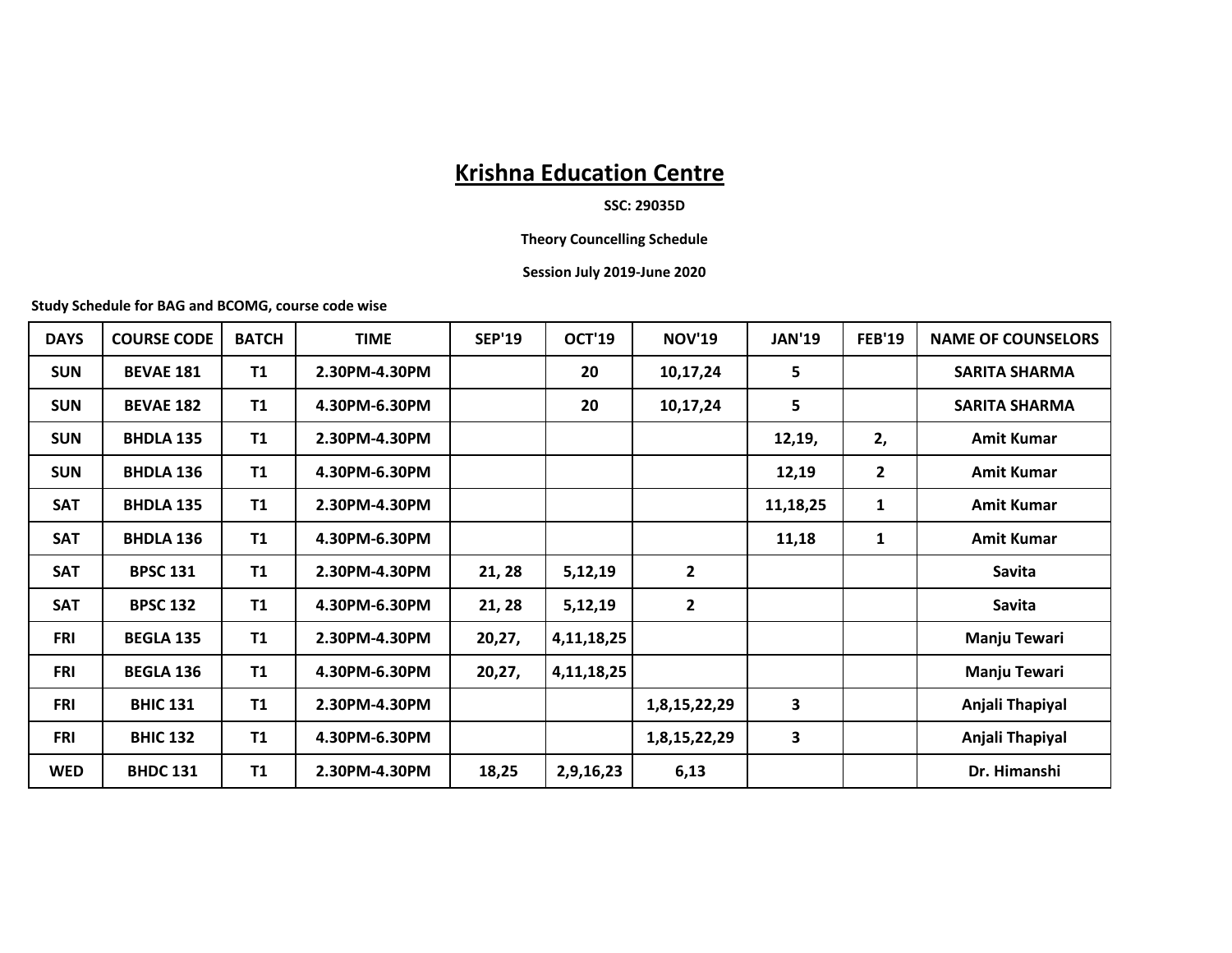# Krishna Education Centre

**SSC: 29035D**

**Theory Councelling Schedule**

**Session July 2019-June 2020**

**Study Schedule for BAG and BCOMG, course code wise**

| DAYS | COURSE CODE | BATCH | TIME | SEP'19 | OCT'19 | NOV'19 | JAN'19 | FEB'19 | NAME OF COUNSELORS |
|---|---|---|---|---|---|---|---|---|---|
| SUN | BEVAE 181 | T1 | 2.30PM-4.30PM | | 20 | 10,17,24 | 5 | | SARITA SHARMA |
| SUN | BEVAE 182 | T1 | 4.30PM-6.30PM | | 20 | 10,17,24 | 5 | | SARITA SHARMA |
| SUN | BHDLA 135 | T1 | 2.30PM-4.30PM | | | | 12,19, | 2, | Amit Kumar |
| SUN | BHDLA 136 | T1 | 4.30PM-6.30PM | | | | 12,19 | 2 | Amit Kumar |
| SAT | BHDLA 135 | T1 | 2.30PM-4.30PM | | | | 11,18,25 | 1 | Amit Kumar |
| SAT | BHDLA 136 | T1 | 4.30PM-6.30PM | | | | 11,18 | 1 | Amit Kumar |
| SAT | BPSC 131 | T1 | 2.30PM-4.30PM | 21, 28 | 5,12,19 | 2 | | | Savita |
| SAT | BPSC 132 | T1 | 4.30PM-6.30PM | 21, 28 | 5,12,19 | 2 | | | Savita |
| FRI | BEGLA 135 | T1 | 2.30PM-4.30PM | 20,27, | 4,11,18,25 | | | | Manju Tewari |
| FRI | BEGLA 136 | T1 | 4.30PM-6.30PM | 20,27, | 4,11,18,25 | | | | Manju Tewari |
| FRI | BHIC 131 | T1 | 2.30PM-4.30PM | | | 1,8,15,22,29 | 3 | | Anjali Thapiyal |
| FRI | BHIC 132 | T1 | 4.30PM-6.30PM | | | 1,8,15,22,29 | 3 | | Anjali Thapiyal |
| WED | BHDC 131 | T1 | 2.30PM-4.30PM | 18,25 | 2,9,16,23 | 6,13 | | | Dr. Himanshi |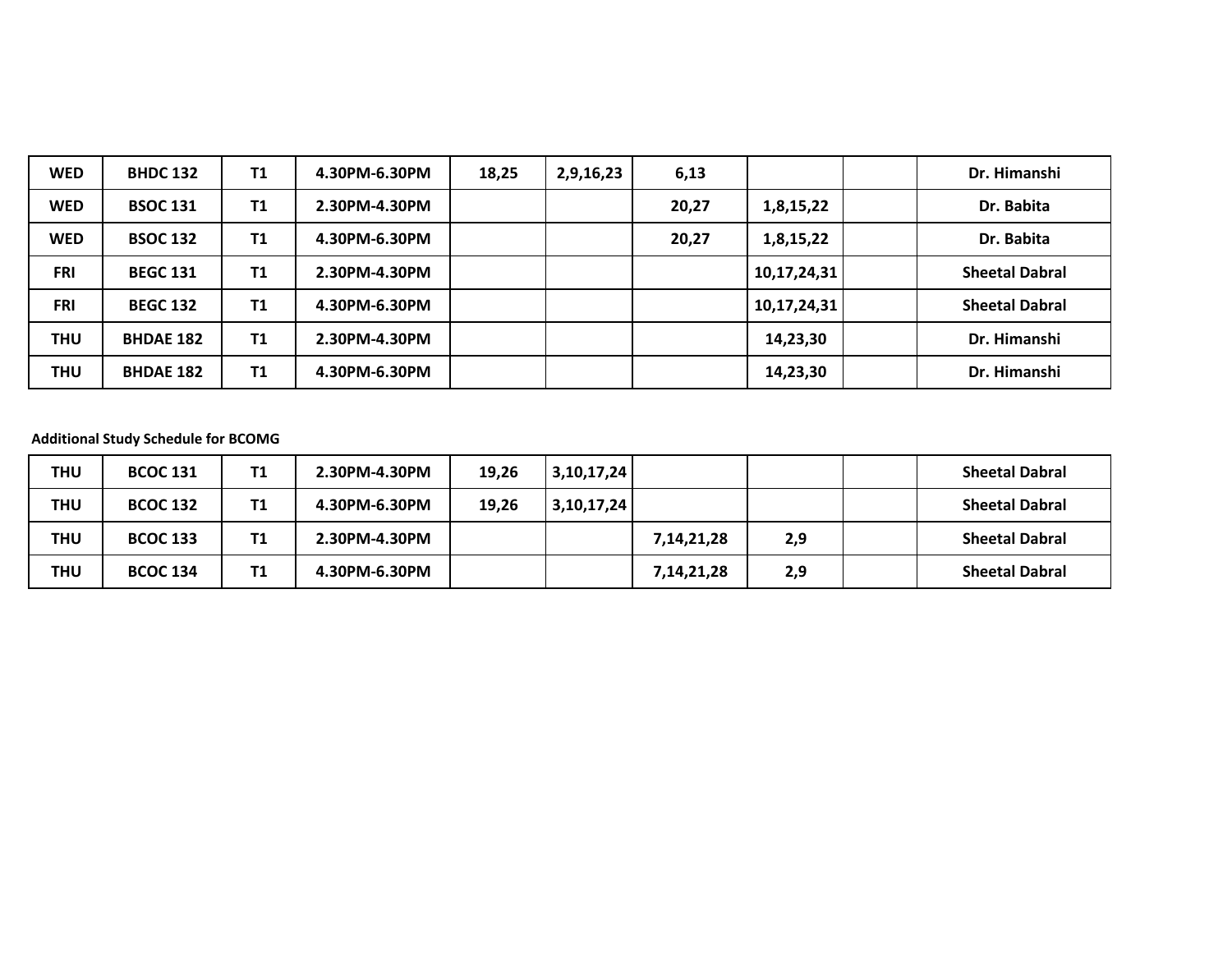| | | | | | | | | | |
|---|---|---|---|---|---|---|---|---|---|
| **WED** | **BHDC 132** | **T1** | **4.30PM-6.30PM** | **18,25** | **2,9,16,23** | **6,13** | | | **Dr. Himanshi** |
| **WED** | **BSOC 131** | **T1** | **2.30PM-4.30PM** | | | **20,27** | **1,8,15,22** | | **Dr. Babita** |
| **WED** | **BSOC 132** | **T1** | **4.30PM-6.30PM** | | | **20,27** | **1,8,15,22** | | **Dr. Babita** |
| **FRI** | **BEGC 131** | **T1** | **2.30PM-4.30PM** | | | | **10,17,24,31** | | **Sheetal Dabral** |
| **FRI** | **BEGC 132** | **T1** | **4.30PM-6.30PM** | | | | **10,17,24,31** | | **Sheetal Dabral** |
| **THU** | **BHDAE 182** | **T1** | **2.30PM-4.30PM** | | | | **14,23,30** | | **Dr. Himanshi** |
| **THU** | **BHDAE 182** | **T1** | **4.30PM-6.30PM** | | | | **14,23,30** | | **Dr. Himanshi** |

**Additional Study Schedule for BCOMG**

| | | | | | | | | | |
|---|---|---|---|---|---|---|---|---|---|
| **THU** | **BCOC 131** | **T1** | **2.30PM-4.30PM** | **19,26** | **3,10,17,24** | | | | **Sheetal Dabral** |
| **THU** | **BCOC 132** | **T1** | **4.30PM-6.30PM** | **19,26** | **3,10,17,24** | | | | **Sheetal Dabral** |
| **THU** | **BCOC 133** | **T1** | **2.30PM-4.30PM** | | | **7,14,21,28** | **2,9** | | **Sheetal Dabral** |
| **THU** | **BCOC 134** | **T1** | **4.30PM-6.30PM** | | | **7,14,21,28** | **2,9** | | **Sheetal Dabral** |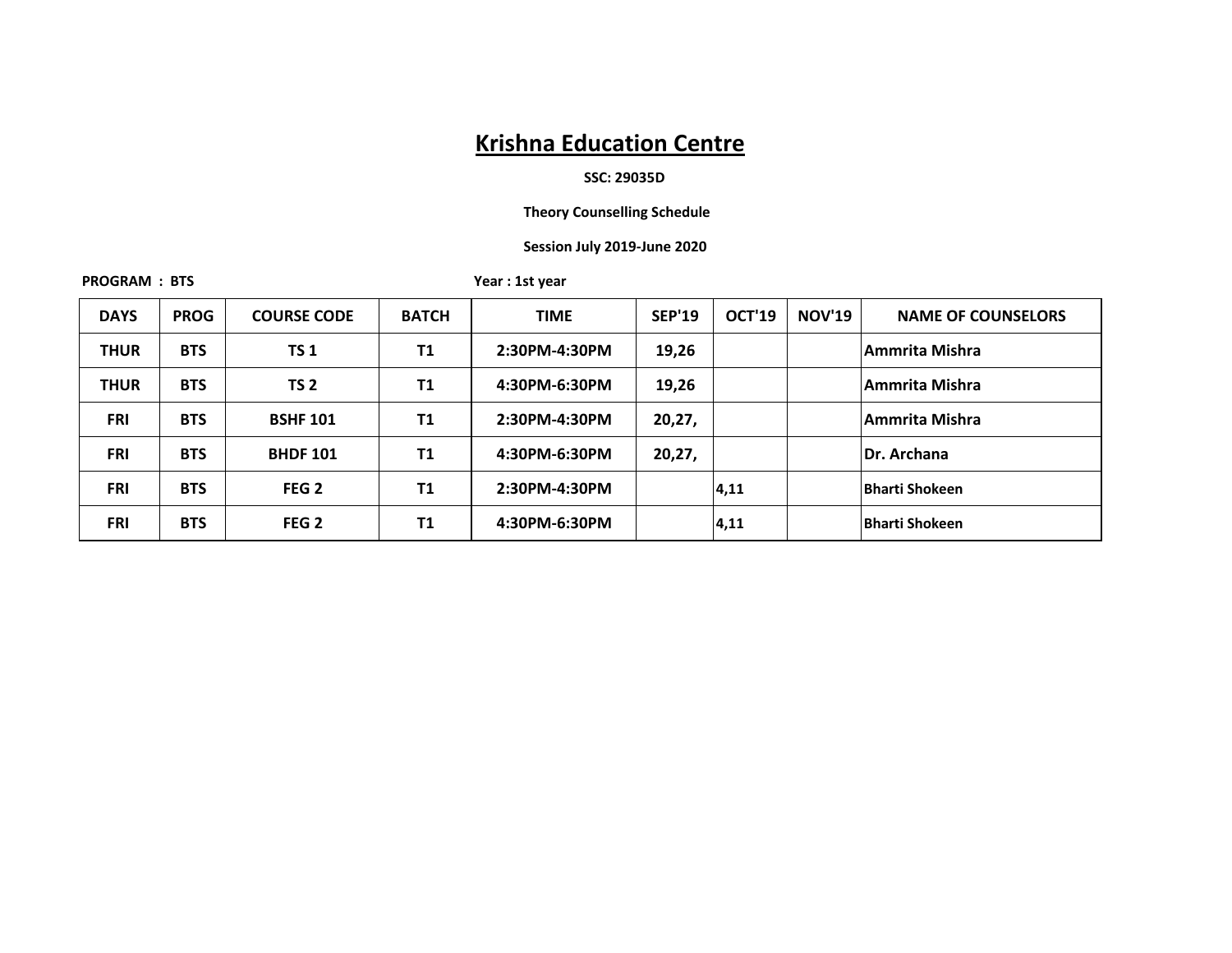# Krishna Education Centre

**SSC: 29035D**

**Theory Counselling Schedule**

**Session July 2019-June 2020**

**PROGRAM : BTS** **Year : 1st year**

| DAYS | PROG | COURSE CODE | BATCH | TIME | SEP'19 | OCT'19 | NOV'19 | NAME OF COUNSELORS |
|---|---|---|---|---|---|---|---|---|
| THUR | BTS | TS 1 | T1 | 2:30PM-4:30PM | 19,26 | | | Ammrita Mishra |
| THUR | BTS | TS 2 | T1 | 4:30PM-6:30PM | 19,26 | | | Ammrita Mishra |
| FRI | BTS | BSHF 101 | T1 | 2:30PM-4:30PM | 20,27, | | | Ammrita Mishra |
| FRI | BTS | BHDF 101 | T1 | 4:30PM-6:30PM | 20,27, | | | Dr. Archana |
| FRI | BTS | FEG 2 | T1 | 2:30PM-4:30PM | | 4,11 | | Bharti Shokeen |
| FRI | BTS | FEG 2 | T1 | 4:30PM-6:30PM | | 4,11 | | Bharti Shokeen |